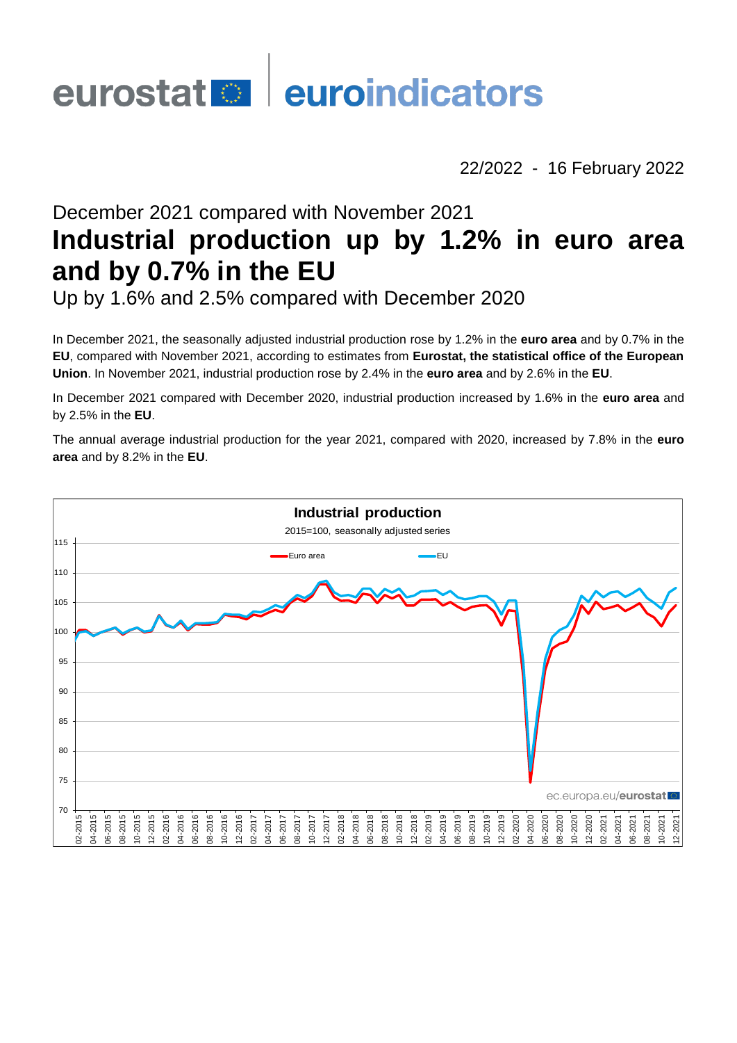eurostat euroindicators

22/2022 - 16 February 2022

## December 2021 compared with November 2021

# Industrial production up by 1.2% in euro area and by 0.7% in the EU

## Up by 1.6% and 2.5% compared with December 2020

In December 2021, the seasonally adjusted industrial production rose by 1.2% in the **euro area** and by 0.7% in the **EU**, compared with November 2021, according to estimates from **Eurostat, the statistical office of the European Union**. In November 2021, industrial production rose by 2.4% in the **euro area** and by 2.6% in the **EU**.

In December 2021 compared with December 2020, industrial production increased by 1.6% in the **euro area** and by 2.5% in the **EU**.

The annual average industrial production for the year 2021, compared with 2020, increased by 7.8% in the **euro area** and by 8.2% in the **EU**.

**Industrial production**

2015=100, seasonally adjusted series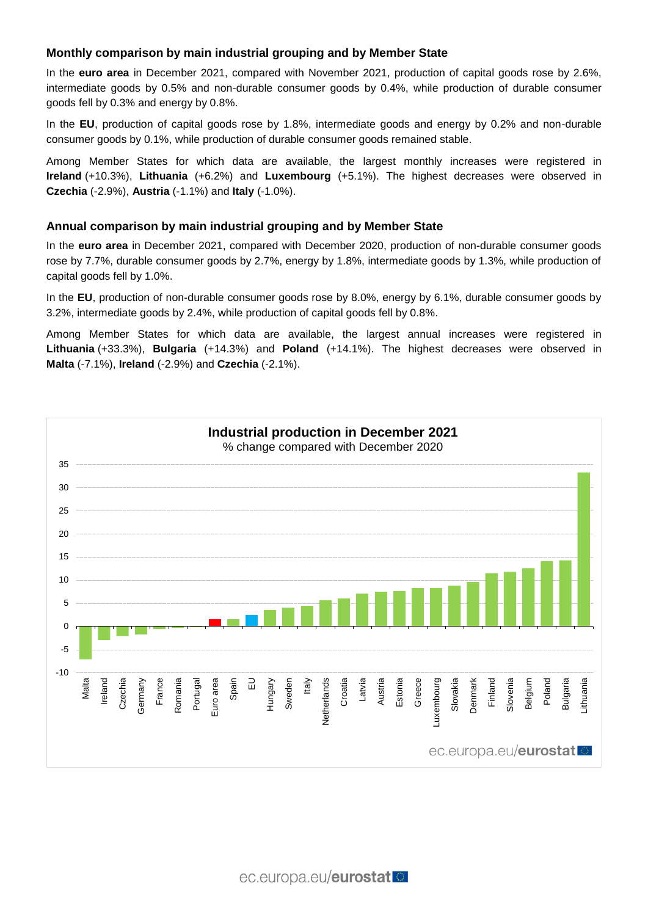### Monthly comparison by main industrial grouping and by Member State

In the **euro area** in December 2021, compared with November 2021, production of capital goods rose by 2.6%, intermediate goods by 0.5% and non-durable consumer goods by 0.4%, while production of durable consumer goods fell by 0.3% and energy by 0.8%.

In the **EU**, production of capital goods rose by 1.8%, intermediate goods and energy by 0.2% and non-durable consumer goods by 0.1%, while production of durable consumer goods remained stable.

Among Member States for which data are available, the largest monthly increases were registered in **Ireland** (+10.3%), **Lithuania** (+6.2%) and **Luxembourg** (+5.1%). The highest decreases were observed in **Czechia** (-2.9%), **Austria** (-1.1%) and **Italy** (-1.0%).

### Annual comparison by main industrial grouping and by Member State

In the **euro area** in December 2021, compared with December 2020, production of non-durable consumer goods rose by 7.7%, durable consumer goods by 2.7%, energy by 1.8%, intermediate goods by 1.3%, while production of capital goods fell by 1.0%.

In the **EU**, production of non-durable consumer goods rose by 8.0%, energy by 6.1%, durable consumer goods by 3.2%, intermediate goods by 2.4%, while production of capital goods fell by 0.8%.

Among Member States for which data are available, the largest annual increases were registered in **Lithuania** (+33.3%), **Bulgaria** (+14.3%) and **Poland** (+14.1%). The highest decreases were observed in **Malta** (-7.1%), **Ireland** (-2.9%) and **Czechia** (-2.1%).

**Industrial production in December 2021**
% change compared with December 2020

Malta, Ireland, Czechia, Germany, France, Romania, Portugal, Euro area, Spain, EU, Hungary, Sweden, Italy, Netherlands, Croatia, Latvia, Austria, Estonia, Greece, Luxembourg, Slovakia, Denmark, Finland, Slovenia, Belgium, Poland, Bulgaria, Lithuania

ec.europa.eu/eurostat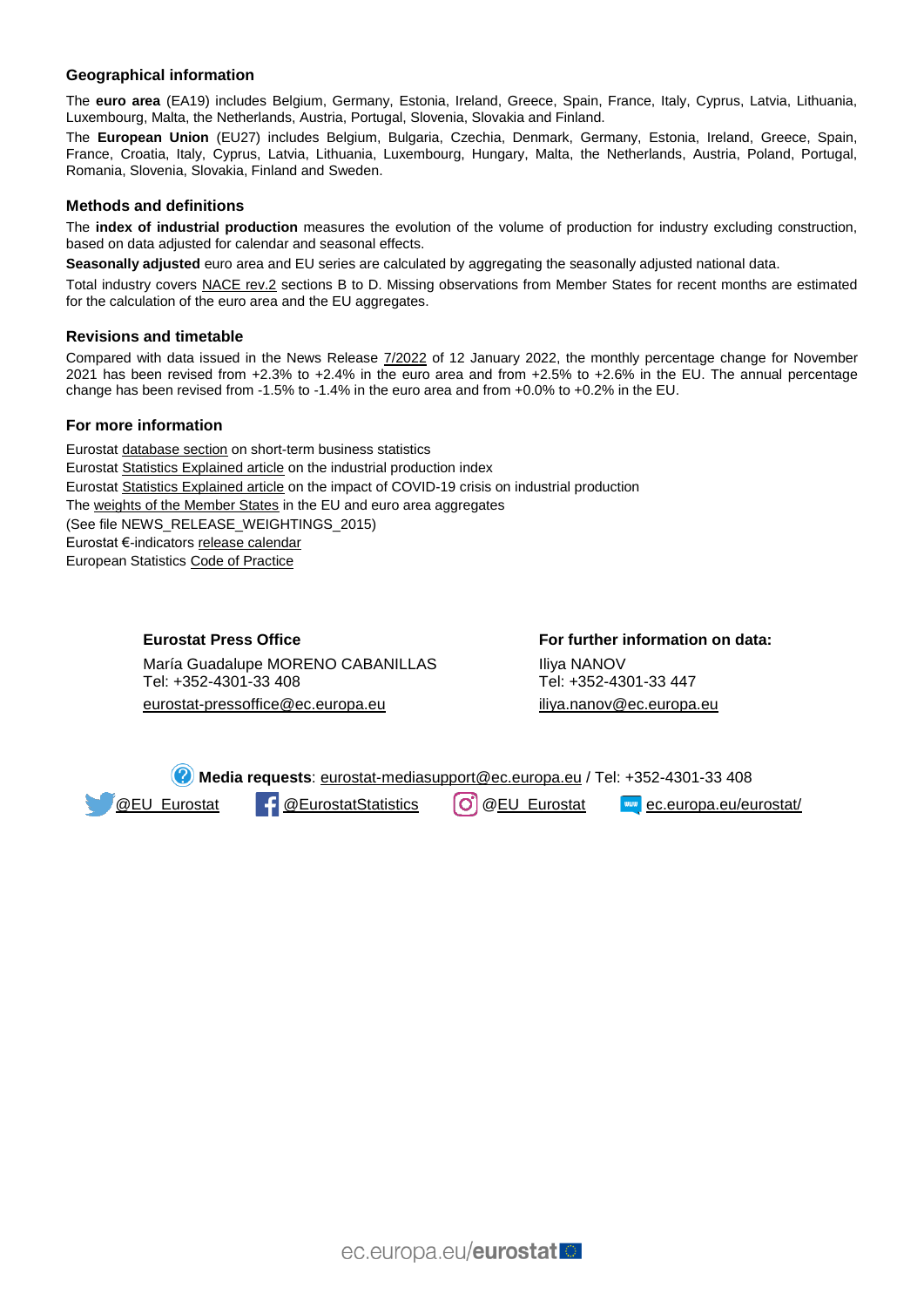### Geographical information

The **euro area** (EA19) includes Belgium, Germany, Estonia, Ireland, Greece, Spain, France, Italy, Cyprus, Latvia, Lithuania, Luxembourg, Malta, the Netherlands, Austria, Portugal, Slovenia, Slovakia and Finland.

The **European Union** (EU27) includes Belgium, Bulgaria, Czechia, Denmark, Germany, Estonia, Ireland, Greece, Spain, France, Croatia, Italy, Cyprus, Latvia, Lithuania, Luxembourg, Hungary, Malta, the Netherlands, Austria, Poland, Portugal, Romania, Slovenia, Slovakia, Finland and Sweden.

### Methods and definitions

The **index of industrial production** measures the evolution of the volume of production for industry excluding construction, based on data adjusted for calendar and seasonal effects.

**Seasonally adjusted** euro area and EU series are calculated by aggregating the seasonally adjusted national data.

Total industry covers NACE rev.2 sections B to D. Missing observations from Member States for recent months are estimated for the calculation of the euro area and the EU aggregates.

### Revisions and timetable

Compared with data issued in the News Release 7/2022 of 12 January 2022, the monthly percentage change for November 2021 has been revised from +2.3% to +2.4% in the euro area and from +2.5% to +2.6% in the EU. The annual percentage change has been revised from -1.5% to -1.4% in the euro area and from +0.0% to +0.2% in the EU.

### For more information

Eurostat database section on short-term business statistics
Eurostat Statistics Explained article on the industrial production index
Eurostat Statistics Explained article on the impact of COVID-19 crisis on industrial production
The weights of the Member States in the EU and euro area aggregates
(See file NEWS_RELEASE_WEIGHTINGS_2015)
Eurostat €-indicators release calendar
European Statistics Code of Practice

**Eurostat Press Office**

María Guadalupe MORENO CABANILLAS
Tel: +352-4301-33 408
eurostat-pressoffice@ec.europa.eu

**For further information on data:**

Iliya NANOV
Tel: +352-4301-33 447
iliya.nanov@ec.europa.eu

**Media requests**: eurostat-mediasupport@ec.europa.eu / Tel: +352-4301-33 408

@EU_Eurostat | @EurostatStatistics | @EU_Eurostat | ec.europa.eu/eurostat/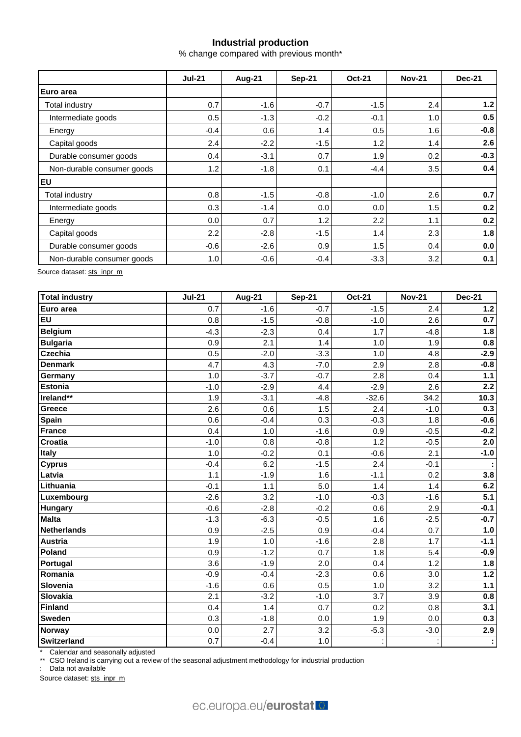## Industrial production

% change compared with previous month*

| | Jul-21 | Aug-21 | Sep-21 | Oct-21 | Nov-21 | Dec-21 |
|---|---|---|---|---|---|---|
| **Euro area** | | | | | | |
| Total industry | 0.7 | -1.6 | -0.7 | -1.5 | 2.4 | **1.2** |
| Intermediate goods | 0.5 | -1.3 | -0.2 | -0.1 | 1.0 | **0.5** |
| Energy | -0.4 | 0.6 | 1.4 | 0.5 | 1.6 | **-0.8** |
| Capital goods | 2.4 | -2.2 | -1.5 | 1.2 | 1.4 | **2.6** |
| Durable consumer goods | 0.4 | -3.1 | 0.7 | 1.9 | 0.2 | **-0.3** |
| Non-durable consumer goods | 1.2 | -1.8 | 0.1 | -4.4 | 3.5 | **0.4** |
| **EU** | | | | | | |
| Total industry | 0.8 | -1.5 | -0.8 | -1.0 | 2.6 | **0.7** |
| Intermediate goods | 0.3 | -1.4 | 0.0 | 0.0 | 1.5 | **0.2** |
| Energy | 0.0 | 0.7 | 1.2 | 2.2 | 1.1 | **0.2** |
| Capital goods | 2.2 | -2.8 | -1.5 | 1.4 | 2.3 | **1.8** |
| Durable consumer goods | -0.6 | -2.6 | 0.9 | 1.5 | 0.4 | **0.0** |
| Non-durable consumer goods | 1.0 | -0.6 | -0.4 | -3.3 | 3.2 | **0.1** |

Source dataset: sts_inpr_m

| **Total industry** | Jul-21 | Aug-21 | Sep-21 | Oct-21 | Nov-21 | Dec-21 |
|---|---|---|---|---|---|---|
| **Euro area** | 0.7 | -1.6 | -0.7 | -1.5 | 2.4 | **1.2** |
| **EU** | 0.8 | -1.5 | -0.8 | -1.0 | 2.6 | **0.7** |
| **Belgium** | -4.3 | -2.3 | 0.4 | 1.7 | -4.8 | **1.8** |
| **Bulgaria** | 0.9 | 2.1 | 1.4 | 1.0 | 1.9 | **0.8** |
| **Czechia** | 0.5 | -2.0 | -3.3 | 1.0 | 4.8 | **-2.9** |
| **Denmark** | 4.7 | 4.3 | -7.0 | 2.9 | 2.8 | **-0.8** |
| **Germany** | 1.0 | -3.7 | -0.7 | 2.8 | 0.4 | **1.1** |
| **Estonia** | -1.0 | -2.9 | 4.4 | -2.9 | 2.6 | **2.2** |
| **Ireland**** | 1.9 | -3.1 | -4.8 | -32.6 | 34.2 | **10.3** |
| **Greece** | 2.6 | 0.6 | 1.5 | 2.4 | -1.0 | **0.3** |
| **Spain** | 0.6 | -0.4 | 0.3 | -0.3 | 1.8 | **-0.6** |
| **France** | 0.4 | 1.0 | -1.6 | 0.9 | -0.5 | **-0.2** |
| **Croatia** | -1.0 | 0.8 | -0.8 | 1.2 | -0.5 | **2.0** |
| **Italy** | 1.0 | -0.2 | 0.1 | -0.6 | 2.1 | **-1.0** |
| **Cyprus** | -0.4 | 6.2 | -1.5 | 2.4 | -0.1 | **:** |
| **Latvia** | 1.1 | -1.9 | 1.6 | -1.1 | 0.2 | **3.8** |
| **Lithuania** | -0.1 | 1.1 | 5.0 | 1.4 | 1.4 | **6.2** |
| **Luxembourg** | -2.6 | 3.2 | -1.0 | -0.3 | -1.6 | **5.1** |
| **Hungary** | -0.6 | -2.8 | -0.2 | 0.6 | 2.9 | **-0.1** |
| **Malta** | -1.3 | -6.3 | -0.5 | 1.6 | -2.5 | **-0.7** |
| **Netherlands** | 0.9 | -2.5 | 0.9 | -0.4 | 0.7 | **1.0** |
| **Austria** | 1.9 | 1.0 | -1.6 | 2.8 | 1.7 | **-1.1** |
| **Poland** | 0.9 | -1.2 | 0.7 | 1.8 | 5.4 | **-0.9** |
| **Portugal** | 3.6 | -1.9 | 2.0 | 0.4 | 1.2 | **1.8** |
| **Romania** | -0.9 | -0.4 | -2.3 | 0.6 | 3.0 | **1.2** |
| **Slovenia** | -1.6 | 0.6 | 0.5 | 1.0 | 3.2 | **1.1** |
| **Slovakia** | 2.1 | -3.2 | -1.0 | 3.7 | 3.9 | **0.8** |
| **Finland** | 0.4 | 1.4 | 0.7 | 0.2 | 0.8 | **3.1** |
| **Sweden** | 0.3 | -1.8 | 0.0 | 1.9 | 0.0 | **0.3** |
| **Norway** | 0.0 | 2.7 | 3.2 | -5.3 | -3.0 | **2.9** |
| **Switzerland** | 0.7 | -0.4 | 1.0 | : | : | **:** |

\* Calendar and seasonally adjusted

** CSO Ireland is carrying out a review of the seasonal adjustment methodology for industrial production

: Data not available

Source dataset: sts_inpr_m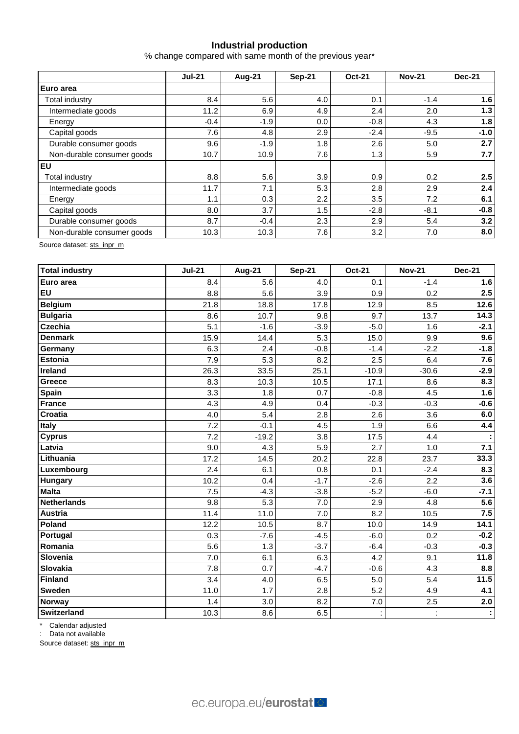## Industrial production

% change compared with same month of the previous year*

| | Jul-21 | Aug-21 | Sep-21 | Oct-21 | Nov-21 | Dec-21 |
|---|---|---|---|---|---|---|
| **Euro area** | | | | | | |
| Total industry | 8.4 | 5.6 | 4.0 | 0.1 | -1.4 | **1.6** |
| Intermediate goods | 11.2 | 6.9 | 4.9 | 2.4 | 2.0 | **1.3** |
| Energy | -0.4 | -1.9 | 0.0 | -0.8 | 4.3 | **1.8** |
| Capital goods | 7.6 | 4.8 | 2.9 | -2.4 | -9.5 | **-1.0** |
| Durable consumer goods | 9.6 | -1.9 | 1.8 | 2.6 | 5.0 | **2.7** |
| Non-durable consumer goods | 10.7 | 10.9 | 7.6 | 1.3 | 5.9 | **7.7** |
| **EU** | | | | | | |
| Total industry | 8.8 | 5.6 | 3.9 | 0.9 | 0.2 | **2.5** |
| Intermediate goods | 11.7 | 7.1 | 5.3 | 2.8 | 2.9 | **2.4** |
| Energy | 1.1 | 0.3 | 2.2 | 3.5 | 7.2 | **6.1** |
| Capital goods | 8.0 | 3.7 | 1.5 | -2.8 | -8.1 | **-0.8** |
| Durable consumer goods | 8.7 | -0.4 | 2.3 | 2.9 | 5.4 | **3.2** |
| Non-durable consumer goods | 10.3 | 10.3 | 7.6 | 3.2 | 7.0 | **8.0** |

Source dataset: sts_inpr_m

| **Total industry** | Jul-21 | Aug-21 | Sep-21 | Oct-21 | Nov-21 | Dec-21 |
|---|---|---|---|---|---|---|
| **Euro area** | 8.4 | 5.6 | 4.0 | 0.1 | -1.4 | **1.6** |
| **EU** | 8.8 | 5.6 | 3.9 | 0.9 | 0.2 | **2.5** |
| **Belgium** | 21.8 | 18.8 | 17.8 | 12.9 | 8.5 | **12.6** |
| **Bulgaria** | 8.6 | 10.7 | 9.8 | 9.7 | 13.7 | **14.3** |
| **Czechia** | 5.1 | -1.6 | -3.9 | -5.0 | 1.6 | **-2.1** |
| **Denmark** | 15.9 | 14.4 | 5.3 | 15.0 | 9.9 | **9.6** |
| **Germany** | 6.3 | 2.4 | -0.8 | -1.4 | -2.2 | **-1.8** |
| **Estonia** | 7.9 | 5.3 | 8.2 | 2.5 | 6.4 | **7.6** |
| **Ireland** | 26.3 | 33.5 | 25.1 | -10.9 | -30.6 | **-2.9** |
| **Greece** | 8.3 | 10.3 | 10.5 | 17.1 | 8.6 | **8.3** |
| **Spain** | 3.3 | 1.8 | 0.7 | -0.8 | 4.5 | **1.6** |
| **France** | 4.3 | 4.9 | 0.4 | -0.3 | -0.3 | **-0.6** |
| **Croatia** | 4.0 | 5.4 | 2.8 | 2.6 | 3.6 | **6.0** |
| **Italy** | 7.2 | -0.1 | 4.5 | 1.9 | 6.6 | **4.4** |
| **Cyprus** | 7.2 | -19.2 | 3.8 | 17.5 | 4.4 | **:** |
| **Latvia** | 9.0 | 4.3 | 5.9 | 2.7 | 1.0 | **7.1** |
| **Lithuania** | 17.2 | 14.5 | 20.2 | 22.8 | 23.7 | **33.3** |
| **Luxembourg** | 2.4 | 6.1 | 0.8 | 0.1 | -2.4 | **8.3** |
| **Hungary** | 10.2 | 0.4 | -1.7 | -2.6 | 2.2 | **3.6** |
| **Malta** | 7.5 | -4.3 | -3.8 | -5.2 | -6.0 | **-7.1** |
| **Netherlands** | 9.8 | 5.3 | 7.0 | 2.9 | 4.8 | **5.6** |
| **Austria** | 11.4 | 11.0 | 7.0 | 8.2 | 10.5 | **7.5** |
| **Poland** | 12.2 | 10.5 | 8.7 | 10.0 | 14.9 | **14.1** |
| **Portugal** | 0.3 | -7.6 | -4.5 | -6.0 | 0.2 | **-0.2** |
| **Romania** | 5.6 | 1.3 | -3.7 | -6.4 | -0.3 | **-0.3** |
| **Slovenia** | 7.0 | 6.1 | 6.3 | 4.2 | 9.1 | **11.8** |
| **Slovakia** | 7.8 | 0.7 | -4.7 | -0.6 | 4.3 | **8.8** |
| **Finland** | 3.4 | 4.0 | 6.5 | 5.0 | 5.4 | **11.5** |
| **Sweden** | 11.0 | 1.7 | 2.8 | 5.2 | 4.9 | **4.1** |
| **Norway** | 1.4 | 3.0 | 8.2 | 7.0 | 2.5 | **2.0** |
| **Switzerland** | 10.3 | 8.6 | 6.5 | : | : | **:** |

\* Calendar adjusted

: Data not available

Source dataset: sts_inpr_m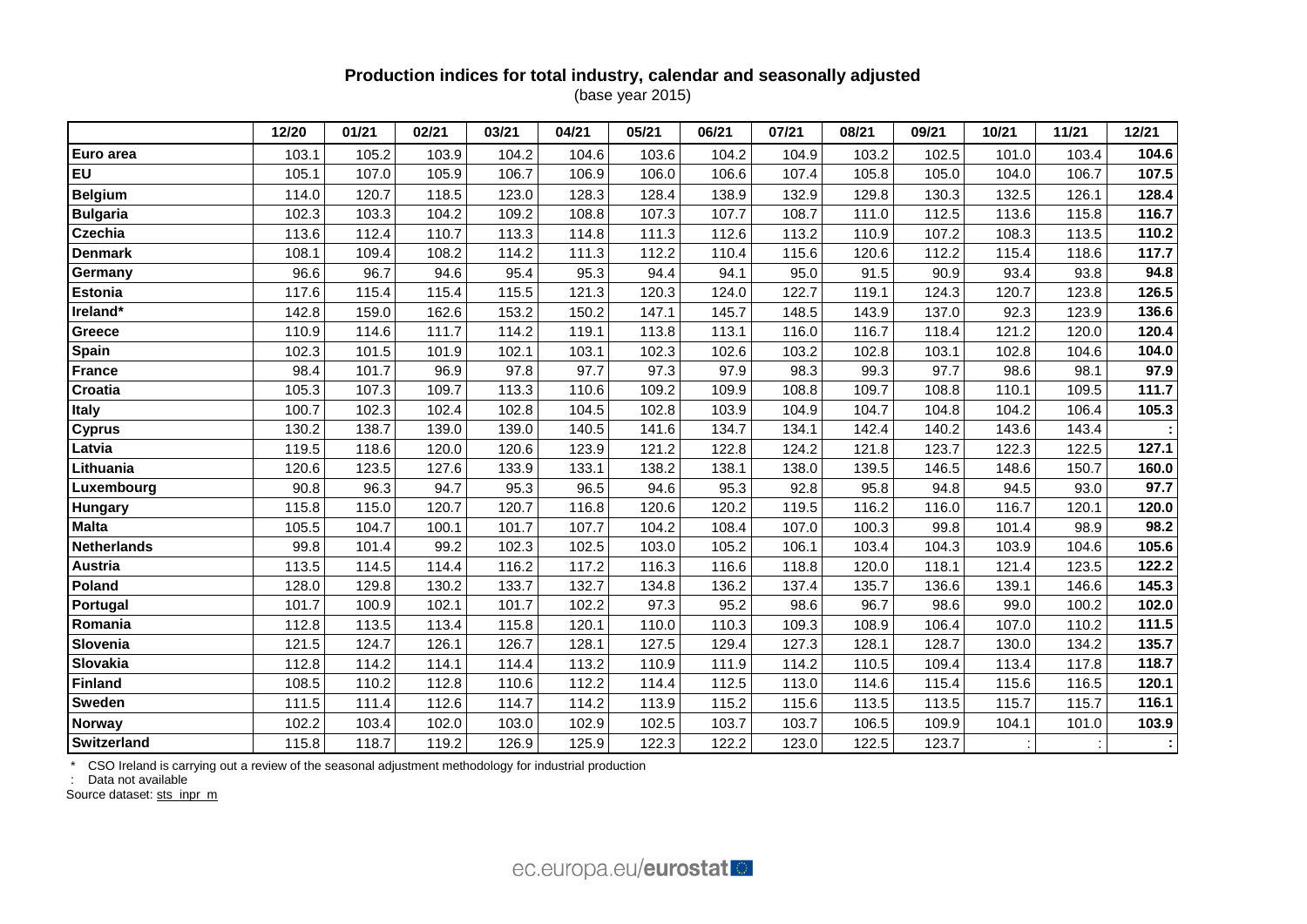**Production indices for total industry, calendar and seasonally adjusted**
(base year 2015)

| | 12/20 | 01/21 | 02/21 | 03/21 | 04/21 | 05/21 | 06/21 | 07/21 | 08/21 | 09/21 | 10/21 | 11/21 | 12/21 |
|---|---|---|---|---|---|---|---|---|---|---|---|---|---|
| **Euro area** | 103.1 | 105.2 | 103.9 | 104.2 | 104.6 | 103.6 | 104.2 | 104.9 | 103.2 | 102.5 | 101.0 | 103.4 | **104.6** |
| **EU** | 105.1 | 107.0 | 105.9 | 106.7 | 106.9 | 106.0 | 106.6 | 107.4 | 105.8 | 105.0 | 104.0 | 106.7 | **107.5** |
| **Belgium** | 114.0 | 120.7 | 118.5 | 123.0 | 128.3 | 128.4 | 138.9 | 132.9 | 129.8 | 130.3 | 132.5 | 126.1 | **128.4** |
| **Bulgaria** | 102.3 | 103.3 | 104.2 | 109.2 | 108.8 | 107.3 | 107.7 | 108.7 | 111.0 | 112.5 | 113.6 | 115.8 | **116.7** |
| **Czechia** | 113.6 | 112.4 | 110.7 | 113.3 | 114.8 | 111.3 | 112.6 | 113.2 | 110.9 | 107.2 | 108.3 | 113.5 | **110.2** |
| **Denmark** | 108.1 | 109.4 | 108.2 | 114.2 | 111.3 | 112.2 | 110.4 | 115.6 | 120.6 | 112.2 | 115.4 | 118.6 | **117.7** |
| **Germany** | 96.6 | 96.7 | 94.6 | 95.4 | 95.3 | 94.4 | 94.1 | 95.0 | 91.5 | 90.9 | 93.4 | 93.8 | **94.8** |
| **Estonia** | 117.6 | 115.4 | 115.4 | 115.5 | 121.3 | 120.3 | 124.0 | 122.7 | 119.1 | 124.3 | 120.7 | 123.8 | **126.5** |
| **Ireland*** | 142.8 | 159.0 | 162.6 | 153.2 | 150.2 | 147.1 | 145.7 | 148.5 | 143.9 | 137.0 | 92.3 | 123.9 | **136.6** |
| **Greece** | 110.9 | 114.6 | 111.7 | 114.2 | 119.1 | 113.8 | 113.1 | 116.0 | 116.7 | 118.4 | 121.2 | 120.0 | **120.4** |
| **Spain** | 102.3 | 101.5 | 101.9 | 102.1 | 103.1 | 102.3 | 102.6 | 103.2 | 102.8 | 103.1 | 102.8 | 104.6 | **104.0** |
| **France** | 98.4 | 101.7 | 96.9 | 97.8 | 97.7 | 97.3 | 97.9 | 98.3 | 99.3 | 97.7 | 98.6 | 98.1 | **97.9** |
| **Croatia** | 105.3 | 107.3 | 109.7 | 113.3 | 110.6 | 109.2 | 109.9 | 108.8 | 109.7 | 108.8 | 110.1 | 109.5 | **111.7** |
| **Italy** | 100.7 | 102.3 | 102.4 | 102.8 | 104.5 | 102.8 | 103.9 | 104.9 | 104.7 | 104.8 | 104.2 | 106.4 | **105.3** |
| **Cyprus** | 130.2 | 138.7 | 139.0 | 139.0 | 140.5 | 141.6 | 134.7 | 134.1 | 142.4 | 140.2 | 143.6 | 143.4 | **:** |
| **Latvia** | 119.5 | 118.6 | 120.0 | 120.6 | 123.9 | 121.2 | 122.8 | 124.2 | 121.8 | 123.7 | 122.3 | 122.5 | **127.1** |
| **Lithuania** | 120.6 | 123.5 | 127.6 | 133.9 | 133.1 | 138.2 | 138.1 | 138.0 | 139.5 | 146.5 | 148.6 | 150.7 | **160.0** |
| **Luxembourg** | 90.8 | 96.3 | 94.7 | 95.3 | 96.5 | 94.6 | 95.3 | 92.8 | 95.8 | 94.8 | 94.5 | 93.0 | **97.7** |
| **Hungary** | 115.8 | 115.0 | 120.7 | 120.7 | 116.8 | 120.6 | 120.2 | 119.5 | 116.2 | 116.0 | 116.7 | 120.1 | **120.0** |
| **Malta** | 105.5 | 104.7 | 100.1 | 101.7 | 107.7 | 104.2 | 108.4 | 107.0 | 100.3 | 99.8 | 101.4 | 98.9 | **98.2** |
| **Netherlands** | 99.8 | 101.4 | 99.2 | 102.3 | 102.5 | 103.0 | 105.2 | 106.1 | 103.4 | 104.3 | 103.9 | 104.6 | **105.6** |
| **Austria** | 113.5 | 114.5 | 114.4 | 116.2 | 117.2 | 116.3 | 116.6 | 118.8 | 120.0 | 118.1 | 121.4 | 123.5 | **122.2** |
| **Poland** | 128.0 | 129.8 | 130.2 | 133.7 | 132.7 | 134.8 | 136.2 | 137.4 | 135.7 | 136.6 | 139.1 | 146.6 | **145.3** |
| **Portugal** | 101.7 | 100.9 | 102.1 | 101.7 | 102.2 | 97.3 | 95.2 | 98.6 | 96.7 | 98.6 | 99.0 | 100.2 | **102.0** |
| **Romania** | 112.8 | 113.5 | 113.4 | 115.8 | 120.1 | 110.0 | 110.3 | 109.3 | 108.9 | 106.4 | 107.0 | 110.2 | **111.5** |
| **Slovenia** | 121.5 | 124.7 | 126.1 | 126.7 | 128.1 | 127.5 | 129.4 | 127.3 | 128.1 | 128.7 | 130.0 | 134.2 | **135.7** |
| **Slovakia** | 112.8 | 114.2 | 114.1 | 114.4 | 113.2 | 110.9 | 111.9 | 114.2 | 110.5 | 109.4 | 113.4 | 117.8 | **118.7** |
| **Finland** | 108.5 | 110.2 | 112.8 | 110.6 | 112.2 | 114.4 | 112.5 | 113.0 | 114.6 | 115.4 | 115.6 | 116.5 | **120.1** |
| **Sweden** | 111.5 | 111.4 | 112.6 | 114.7 | 114.2 | 113.9 | 115.2 | 115.6 | 113.5 | 113.5 | 115.7 | 115.7 | **116.1** |
| **Norway** | 102.2 | 103.4 | 102.0 | 103.0 | 102.9 | 102.5 | 103.7 | 103.7 | 106.5 | 109.9 | 104.1 | 101.0 | **103.9** |
| **Switzerland** | 115.8 | 118.7 | 119.2 | 126.9 | 125.9 | 122.3 | 122.2 | 123.0 | 122.5 | 123.7 | : | : | **:** |

\* CSO Ireland is carrying out a review of the seasonal adjustment methodology for industrial production

: Data not available

Source dataset: sts_inpr_m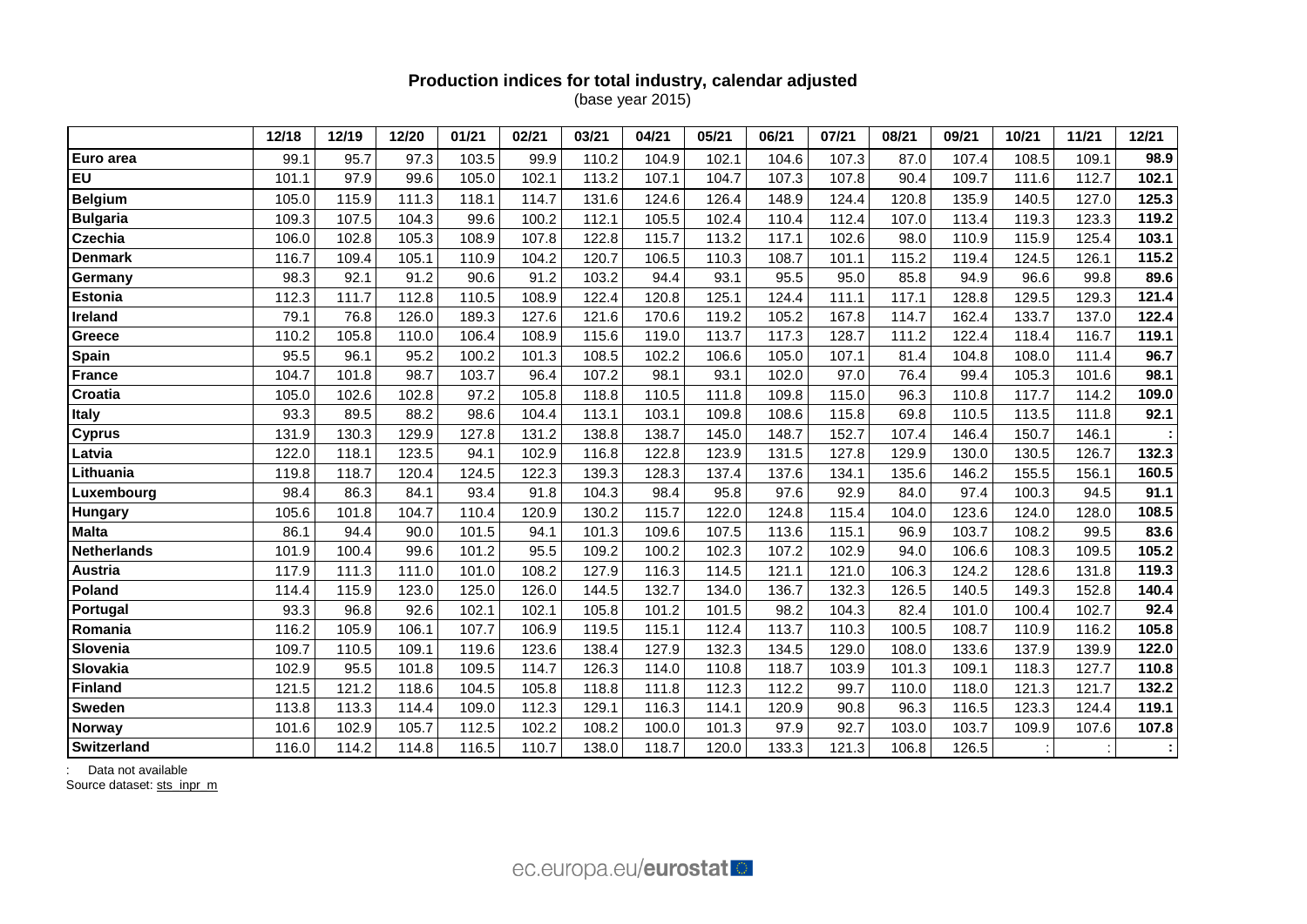**Production indices for total industry, calendar adjusted**
(base year 2015)

| | 12/18 | 12/19 | 12/20 | 01/21 | 02/21 | 03/21 | 04/21 | 05/21 | 06/21 | 07/21 | 08/21 | 09/21 | 10/21 | 11/21 | 12/21 |
|---|---|---|---|---|---|---|---|---|---|---|---|---|---|---|---|
| **Euro area** | 99.1 | 95.7 | 97.3 | 103.5 | 99.9 | 110.2 | 104.9 | 102.1 | 104.6 | 107.3 | 87.0 | 107.4 | 108.5 | 109.1 | **98.9** |
| **EU** | 101.1 | 97.9 | 99.6 | 105.0 | 102.1 | 113.2 | 107.1 | 104.7 | 107.3 | 107.8 | 90.4 | 109.7 | 111.6 | 112.7 | **102.1** |
| **Belgium** | 105.0 | 115.9 | 111.3 | 118.1 | 114.7 | 131.6 | 124.6 | 126.4 | 148.9 | 124.4 | 120.8 | 135.9 | 140.5 | 127.0 | **125.3** |
| **Bulgaria** | 109.3 | 107.5 | 104.3 | 99.6 | 100.2 | 112.1 | 105.5 | 102.4 | 110.4 | 112.4 | 107.0 | 113.4 | 119.3 | 123.3 | **119.2** |
| **Czechia** | 106.0 | 102.8 | 105.3 | 108.9 | 107.8 | 122.8 | 115.7 | 113.2 | 117.1 | 102.6 | 98.0 | 110.9 | 115.9 | 125.4 | **103.1** |
| **Denmark** | 116.7 | 109.4 | 105.1 | 110.9 | 104.2 | 120.7 | 106.5 | 110.3 | 108.7 | 101.1 | 115.2 | 119.4 | 124.5 | 126.1 | **115.2** |
| **Germany** | 98.3 | 92.1 | 91.2 | 90.6 | 91.2 | 103.2 | 94.4 | 93.1 | 95.5 | 95.0 | 85.8 | 94.9 | 96.6 | 99.8 | **89.6** |
| **Estonia** | 112.3 | 111.7 | 112.8 | 110.5 | 108.9 | 122.4 | 120.8 | 125.1 | 124.4 | 111.1 | 117.1 | 128.8 | 129.5 | 129.3 | **121.4** |
| **Ireland** | 79.1 | 76.8 | 126.0 | 189.3 | 127.6 | 121.6 | 170.6 | 119.2 | 105.2 | 167.8 | 114.7 | 162.4 | 133.7 | 137.0 | **122.4** |
| **Greece** | 110.2 | 105.8 | 110.0 | 106.4 | 108.9 | 115.6 | 119.0 | 113.7 | 117.3 | 128.7 | 111.2 | 122.4 | 118.4 | 116.7 | **119.1** |
| **Spain** | 95.5 | 96.1 | 95.2 | 100.2 | 101.3 | 108.5 | 102.2 | 106.6 | 105.0 | 107.1 | 81.4 | 104.8 | 108.0 | 111.4 | **96.7** |
| **France** | 104.7 | 101.8 | 98.7 | 103.7 | 96.4 | 107.2 | 98.1 | 93.1 | 102.0 | 97.0 | 76.4 | 99.4 | 105.3 | 101.6 | **98.1** |
| **Croatia** | 105.0 | 102.6 | 102.8 | 97.2 | 105.8 | 118.8 | 110.5 | 111.8 | 109.8 | 115.0 | 96.3 | 110.8 | 117.7 | 114.2 | **109.0** |
| **Italy** | 93.3 | 89.5 | 88.2 | 98.6 | 104.4 | 113.1 | 103.1 | 109.8 | 108.6 | 115.8 | 69.8 | 110.5 | 113.5 | 111.8 | **92.1** |
| **Cyprus** | 131.9 | 130.3 | 129.9 | 127.8 | 131.2 | 138.8 | 138.7 | 145.0 | 148.7 | 152.7 | 107.4 | 146.4 | 150.7 | 146.1 | **:** |
| **Latvia** | 122.0 | 118.1 | 123.5 | 94.1 | 102.9 | 116.8 | 122.8 | 123.9 | 131.5 | 127.8 | 129.9 | 130.0 | 130.5 | 126.7 | **132.3** |
| **Lithuania** | 119.8 | 118.7 | 120.4 | 124.5 | 122.3 | 139.3 | 128.3 | 137.4 | 137.6 | 134.1 | 135.6 | 146.2 | 155.5 | 156.1 | **160.5** |
| **Luxembourg** | 98.4 | 86.3 | 84.1 | 93.4 | 91.8 | 104.3 | 98.4 | 95.8 | 97.6 | 92.9 | 84.0 | 97.4 | 100.3 | 94.5 | **91.1** |
| **Hungary** | 105.6 | 101.8 | 104.7 | 110.4 | 120.9 | 130.2 | 115.7 | 122.0 | 124.8 | 115.4 | 104.0 | 123.6 | 124.0 | 128.0 | **108.5** |
| **Malta** | 86.1 | 94.4 | 90.0 | 101.5 | 94.1 | 101.3 | 109.6 | 107.5 | 113.6 | 115.1 | 96.9 | 103.7 | 108.2 | 99.5 | **83.6** |
| **Netherlands** | 101.9 | 100.4 | 99.6 | 101.2 | 95.5 | 109.2 | 100.2 | 102.3 | 107.2 | 102.9 | 94.0 | 106.6 | 108.3 | 109.5 | **105.2** |
| **Austria** | 117.9 | 111.3 | 111.0 | 101.0 | 108.2 | 127.9 | 116.3 | 114.5 | 121.1 | 121.0 | 106.3 | 124.2 | 128.6 | 131.8 | **119.3** |
| **Poland** | 114.4 | 115.9 | 123.0 | 125.0 | 126.0 | 144.5 | 132.7 | 134.0 | 136.7 | 132.3 | 126.5 | 140.5 | 149.3 | 152.8 | **140.4** |
| **Portugal** | 93.3 | 96.8 | 92.6 | 102.1 | 102.1 | 105.8 | 101.2 | 101.5 | 98.2 | 104.3 | 82.4 | 101.0 | 100.4 | 102.7 | **92.4** |
| **Romania** | 116.2 | 105.9 | 106.1 | 107.7 | 106.9 | 119.5 | 115.1 | 112.4 | 113.7 | 110.3 | 100.5 | 108.7 | 110.9 | 116.2 | **105.8** |
| **Slovenia** | 109.7 | 110.5 | 109.1 | 119.6 | 123.6 | 138.4 | 127.9 | 132.3 | 134.5 | 129.0 | 108.0 | 133.6 | 137.9 | 139.9 | **122.0** |
| **Slovakia** | 102.9 | 95.5 | 101.8 | 109.5 | 114.7 | 126.3 | 114.0 | 110.8 | 118.7 | 103.9 | 101.3 | 109.1 | 118.3 | 127.7 | **110.8** |
| **Finland** | 121.5 | 121.2 | 118.6 | 104.5 | 105.8 | 118.8 | 111.8 | 112.3 | 112.2 | 99.7 | 110.0 | 118.0 | 121.3 | 121.7 | **132.2** |
| **Sweden** | 113.8 | 113.3 | 114.4 | 109.0 | 112.3 | 129.1 | 116.3 | 114.1 | 120.9 | 90.8 | 96.3 | 116.5 | 123.3 | 124.4 | **119.1** |
| **Norway** | 101.6 | 102.9 | 105.7 | 112.5 | 102.2 | 108.2 | 100.0 | 101.3 | 97.9 | 92.7 | 103.0 | 103.7 | 109.9 | 107.6 | **107.8** |
| **Switzerland** | 116.0 | 114.2 | 114.8 | 116.5 | 110.7 | 138.0 | 118.7 | 120.0 | 133.3 | 121.3 | 106.8 | 126.5 | : | : | **:** |

: Data not available

Source dataset: sts_inpr_m